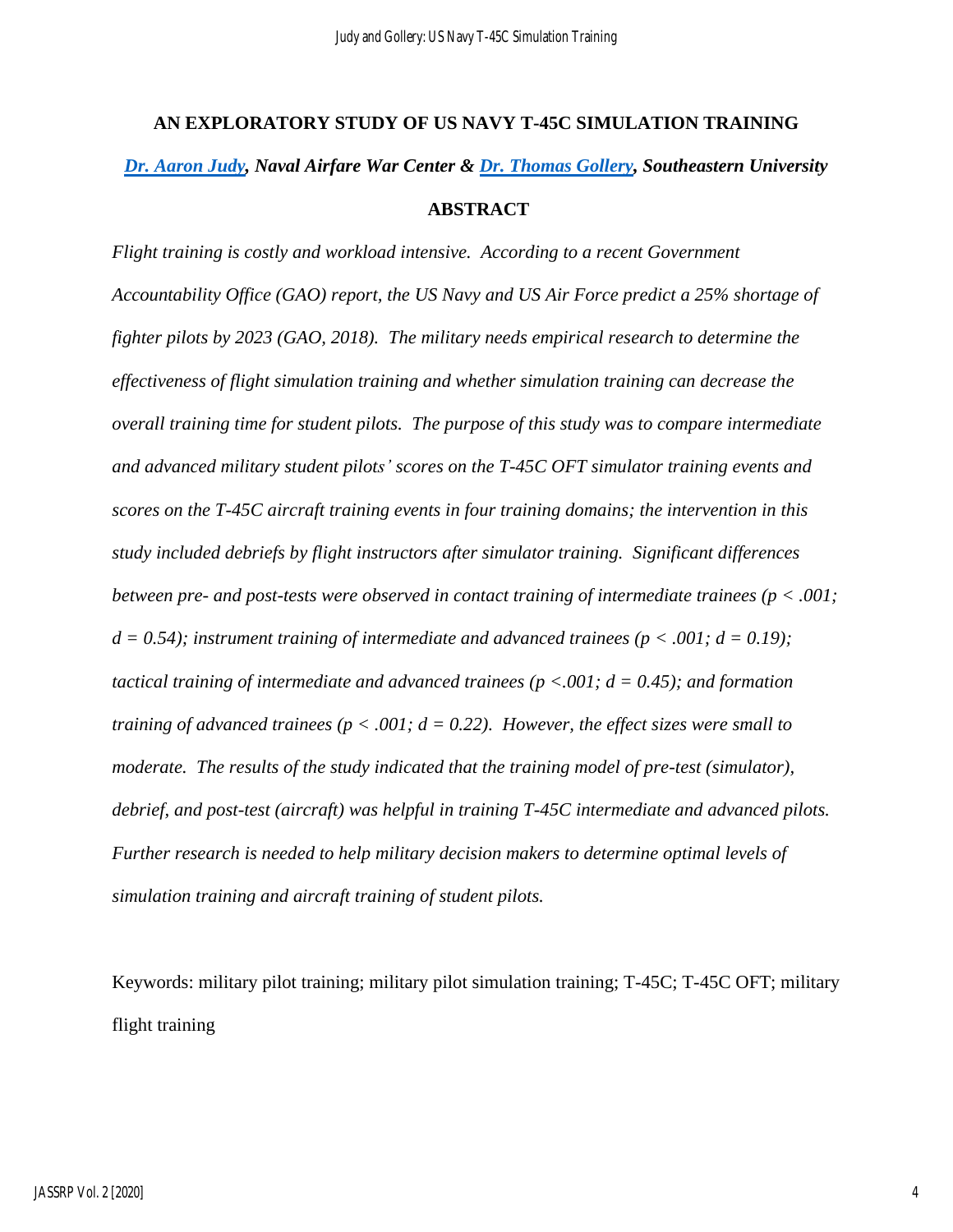# AN EXPLORATORY STUDY OF US NAVY T-45C SIMULATION TRAINING

***[Dr. Aaron Judy](), Naval Airfare War Center & [Dr. Thomas Gollery](), Southeastern University***

## ABSTRACT

*Flight training is costly and workload intensive. According to a recent Government Accountability Office (GAO) report, the US Navy and US Air Force predict a 25% shortage of fighter pilots by 2023 (GAO, 2018). The military needs empirical research to determine the effectiveness of flight simulation training and whether simulation training can decrease the overall training time for student pilots. The purpose of this study was to compare intermediate and advanced military student pilots' scores on the T-45C OFT simulator training events and scores on the T-45C aircraft training events in four training domains; the intervention in this study included debriefs by flight instructors after simulator training. Significant differences between pre- and post-tests were observed in contact training of intermediate trainees ($p < .001$; $d = 0.54$); instrument training of intermediate and advanced trainees ($p < .001$; $d = 0.19$); tactical training of intermediate and advanced trainees ($p < .001$; $d = 0.45$); and formation training of advanced trainees ($p < .001$; $d = 0.22$). However, the effect sizes were small to moderate. The results of the study indicated that the training model of pre-test (simulator), debrief, and post-test (aircraft) was helpful in training T-45C intermediate and advanced pilots. Further research is needed to help military decision makers to determine optimal levels of simulation training and aircraft training of student pilots.*

Keywords: military pilot training; military pilot simulation training; T-45C; T-45C OFT; military flight training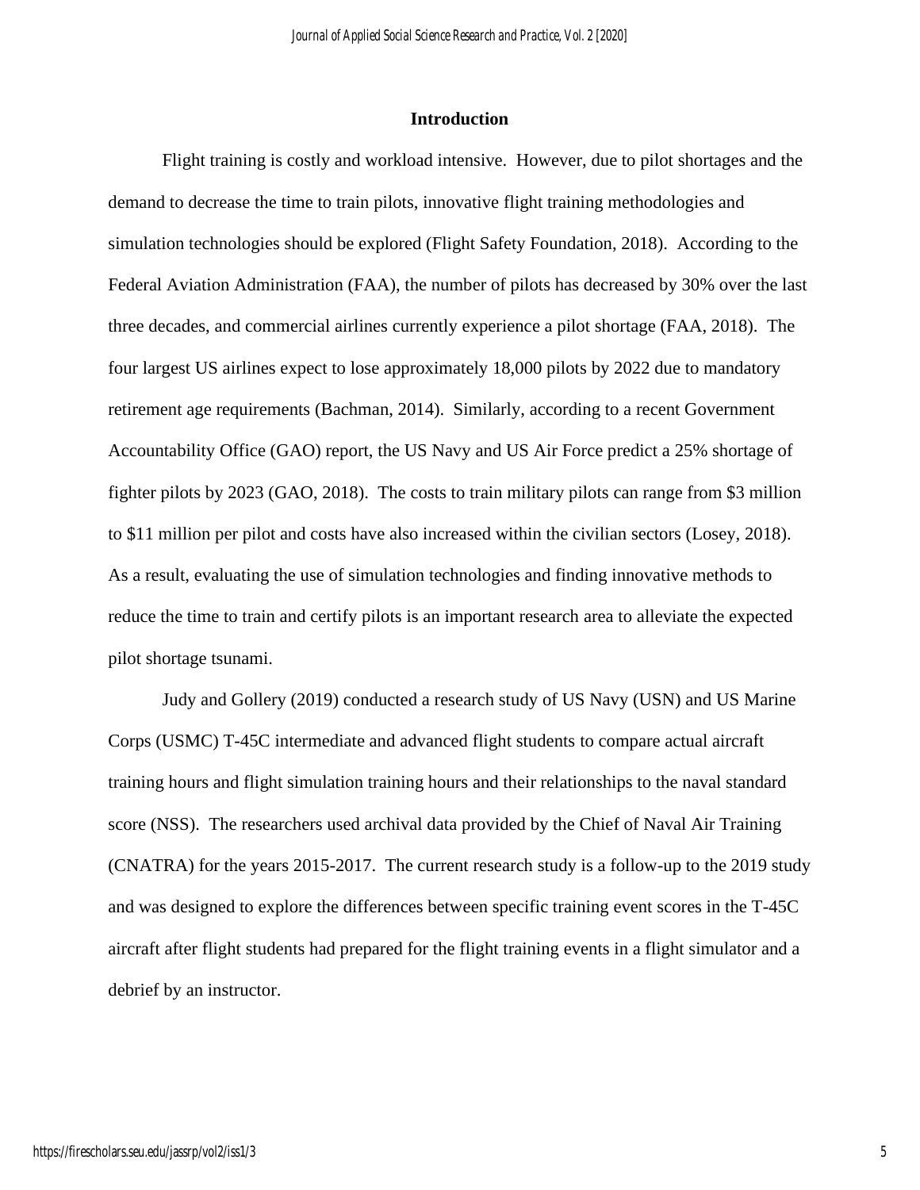## Introduction

Flight training is costly and workload intensive. However, due to pilot shortages and the demand to decrease the time to train pilots, innovative flight training methodologies and simulation technologies should be explored (Flight Safety Foundation, 2018). According to the Federal Aviation Administration (FAA), the number of pilots has decreased by 30% over the last three decades, and commercial airlines currently experience a pilot shortage (FAA, 2018). The four largest US airlines expect to lose approximately 18,000 pilots by 2022 due to mandatory retirement age requirements (Bachman, 2014). Similarly, according to a recent Government Accountability Office (GAO) report, the US Navy and US Air Force predict a 25% shortage of fighter pilots by 2023 (GAO, 2018). The costs to train military pilots can range from $3 million to $11 million per pilot and costs have also increased within the civilian sectors (Losey, 2018). As a result, evaluating the use of simulation technologies and finding innovative methods to reduce the time to train and certify pilots is an important research area to alleviate the expected pilot shortage tsunami.

Judy and Gollery (2019) conducted a research study of US Navy (USN) and US Marine Corps (USMC) T-45C intermediate and advanced flight students to compare actual aircraft training hours and flight simulation training hours and their relationships to the naval standard score (NSS). The researchers used archival data provided by the Chief of Naval Air Training (CNATRA) for the years 2015-2017. The current research study is a follow-up to the 2019 study and was designed to explore the differences between specific training event scores in the T-45C aircraft after flight students had prepared for the flight training events in a flight simulator and a debrief by an instructor.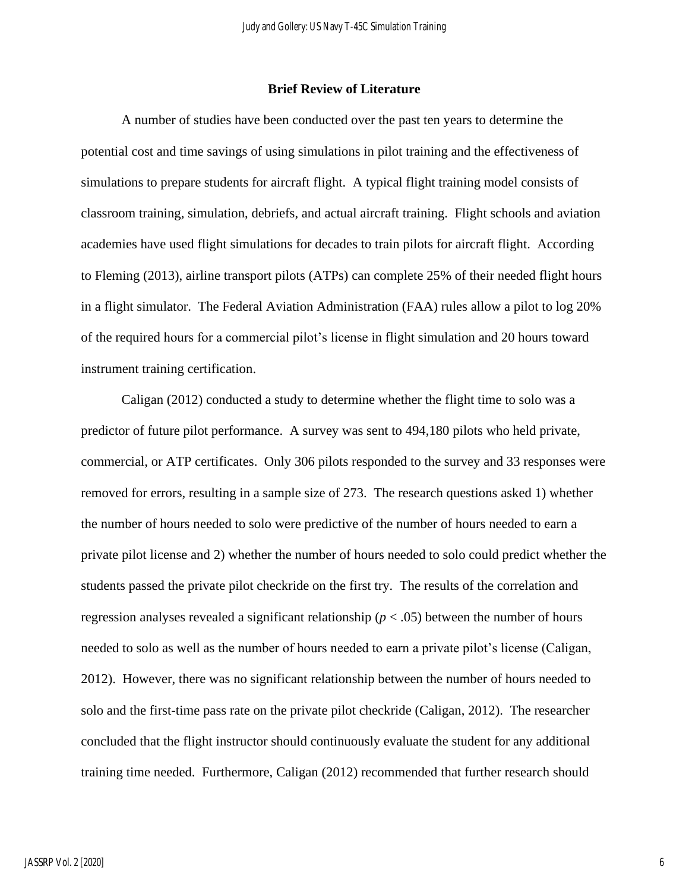## Brief Review of Literature

A number of studies have been conducted over the past ten years to determine the potential cost and time savings of using simulations in pilot training and the effectiveness of simulations to prepare students for aircraft flight. A typical flight training model consists of classroom training, simulation, debriefs, and actual aircraft training. Flight schools and aviation academies have used flight simulations for decades to train pilots for aircraft flight. According to Fleming (2013), airline transport pilots (ATPs) can complete 25% of their needed flight hours in a flight simulator. The Federal Aviation Administration (FAA) rules allow a pilot to log 20% of the required hours for a commercial pilot's license in flight simulation and 20 hours toward instrument training certification.

Caligan (2012) conducted a study to determine whether the flight time to solo was a predictor of future pilot performance. A survey was sent to 494,180 pilots who held private, commercial, or ATP certificates. Only 306 pilots responded to the survey and 33 responses were removed for errors, resulting in a sample size of 273. The research questions asked 1) whether the number of hours needed to solo were predictive of the number of hours needed to earn a private pilot license and 2) whether the number of hours needed to solo could predict whether the students passed the private pilot checkride on the first try. The results of the correlation and regression analyses revealed a significant relationship ($p < .05$) between the number of hours needed to solo as well as the number of hours needed to earn a private pilot's license (Caligan, 2012). However, there was no significant relationship between the number of hours needed to solo and the first-time pass rate on the private pilot checkride (Caligan, 2012). The researcher concluded that the flight instructor should continuously evaluate the student for any additional training time needed. Furthermore, Caligan (2012) recommended that further research should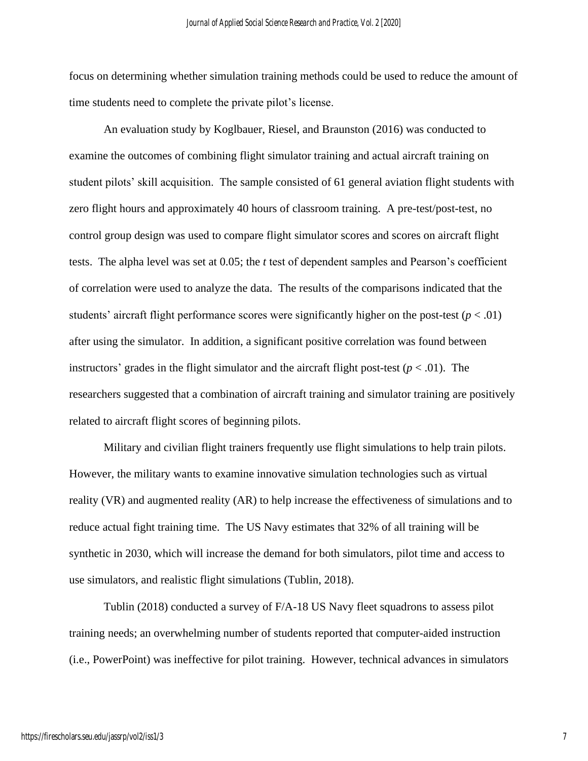focus on determining whether simulation training methods could be used to reduce the amount of time students need to complete the private pilot's license.

An evaluation study by Koglbauer, Riesel, and Braunston (2016) was conducted to examine the outcomes of combining flight simulator training and actual aircraft training on student pilots' skill acquisition. The sample consisted of 61 general aviation flight students with zero flight hours and approximately 40 hours of classroom training. A pre-test/post-test, no control group design was used to compare flight simulator scores and scores on aircraft flight tests. The alpha level was set at 0.05; the *t* test of dependent samples and Pearson's coefficient of correlation were used to analyze the data. The results of the comparisons indicated that the students' aircraft flight performance scores were significantly higher on the post-test ($p < .01$) after using the simulator. In addition, a significant positive correlation was found between instructors' grades in the flight simulator and the aircraft flight post-test ($p < .01$). The researchers suggested that a combination of aircraft training and simulator training are positively related to aircraft flight scores of beginning pilots.

Military and civilian flight trainers frequently use flight simulations to help train pilots. However, the military wants to examine innovative simulation technologies such as virtual reality (VR) and augmented reality (AR) to help increase the effectiveness of simulations and to reduce actual fight training time. The US Navy estimates that 32% of all training will be synthetic in 2030, which will increase the demand for both simulators, pilot time and access to use simulators, and realistic flight simulations (Tublin, 2018).

Tublin (2018) conducted a survey of F/A-18 US Navy fleet squadrons to assess pilot training needs; an overwhelming number of students reported that computer-aided instruction (i.e., PowerPoint) was ineffective for pilot training. However, technical advances in simulators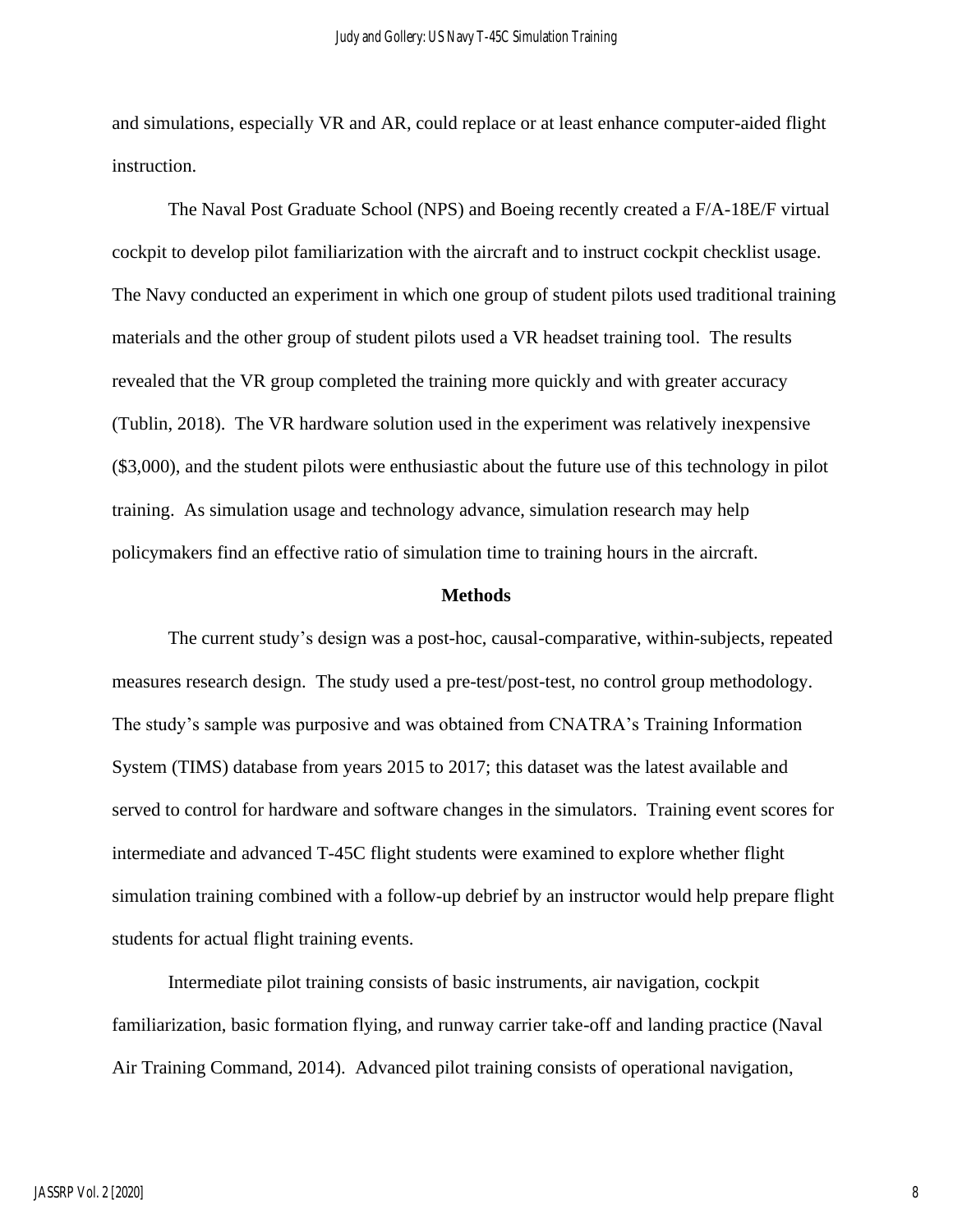and simulations, especially VR and AR, could replace or at least enhance computer-aided flight instruction.

The Naval Post Graduate School (NPS) and Boeing recently created a F/A-18E/F virtual cockpit to develop pilot familiarization with the aircraft and to instruct cockpit checklist usage. The Navy conducted an experiment in which one group of student pilots used traditional training materials and the other group of student pilots used a VR headset training tool. The results revealed that the VR group completed the training more quickly and with greater accuracy (Tublin, 2018). The VR hardware solution used in the experiment was relatively inexpensive ($3,000), and the student pilots were enthusiastic about the future use of this technology in pilot training. As simulation usage and technology advance, simulation research may help policymakers find an effective ratio of simulation time to training hours in the aircraft.

## Methods

The current study's design was a post-hoc, causal-comparative, within-subjects, repeated measures research design. The study used a pre-test/post-test, no control group methodology. The study's sample was purposive and was obtained from CNATRA's Training Information System (TIMS) database from years 2015 to 2017; this dataset was the latest available and served to control for hardware and software changes in the simulators. Training event scores for intermediate and advanced T-45C flight students were examined to explore whether flight simulation training combined with a follow-up debrief by an instructor would help prepare flight students for actual flight training events.

Intermediate pilot training consists of basic instruments, air navigation, cockpit familiarization, basic formation flying, and runway carrier take-off and landing practice (Naval Air Training Command, 2014). Advanced pilot training consists of operational navigation,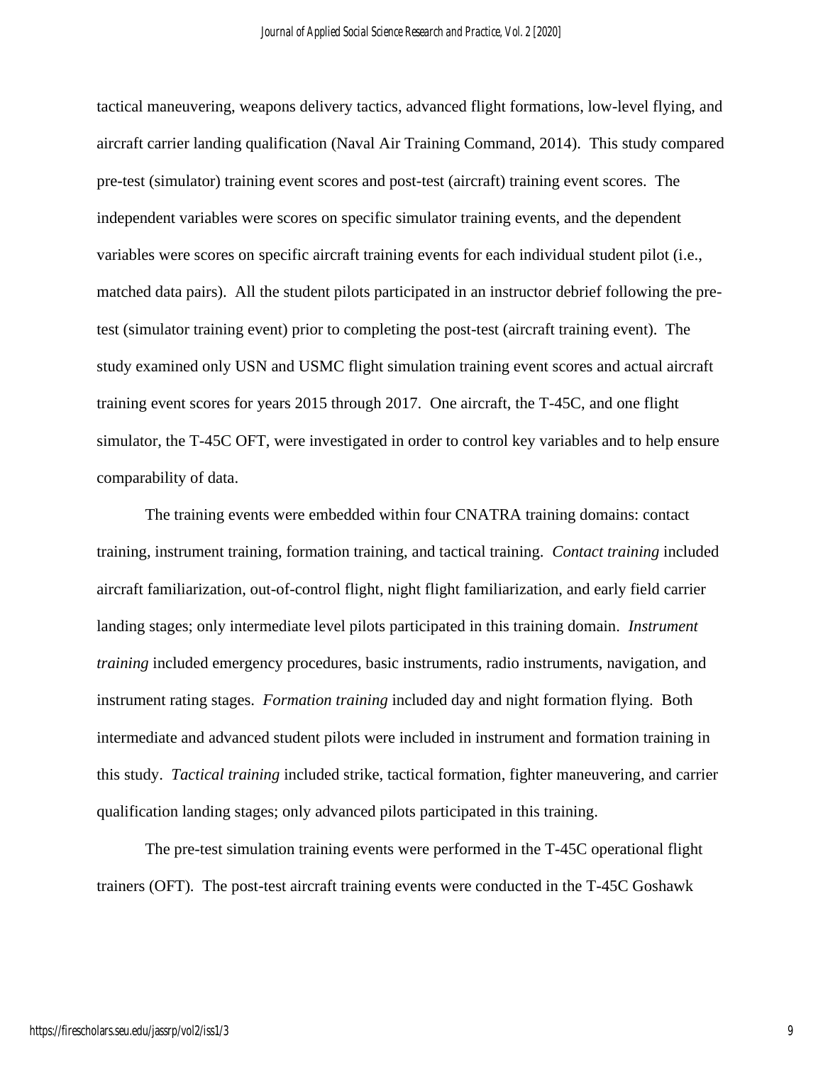tactical maneuvering, weapons delivery tactics, advanced flight formations, low-level flying, and aircraft carrier landing qualification (Naval Air Training Command, 2014). This study compared pre-test (simulator) training event scores and post-test (aircraft) training event scores. The independent variables were scores on specific simulator training events, and the dependent variables were scores on specific aircraft training events for each individual student pilot (i.e., matched data pairs). All the student pilots participated in an instructor debrief following the pre-test (simulator training event) prior to completing the post-test (aircraft training event). The study examined only USN and USMC flight simulation training event scores and actual aircraft training event scores for years 2015 through 2017. One aircraft, the T-45C, and one flight simulator, the T-45C OFT, were investigated in order to control key variables and to help ensure comparability of data.

The training events were embedded within four CNATRA training domains: contact training, instrument training, formation training, and tactical training. *Contact training* included aircraft familiarization, out-of-control flight, night flight familiarization, and early field carrier landing stages; only intermediate level pilots participated in this training domain. *Instrument training* included emergency procedures, basic instruments, radio instruments, navigation, and instrument rating stages. *Formation training* included day and night formation flying. Both intermediate and advanced student pilots were included in instrument and formation training in this study. *Tactical training* included strike, tactical formation, fighter maneuvering, and carrier qualification landing stages; only advanced pilots participated in this training.

The pre-test simulation training events were performed in the T-45C operational flight trainers (OFT). The post-test aircraft training events were conducted in the T-45C Goshawk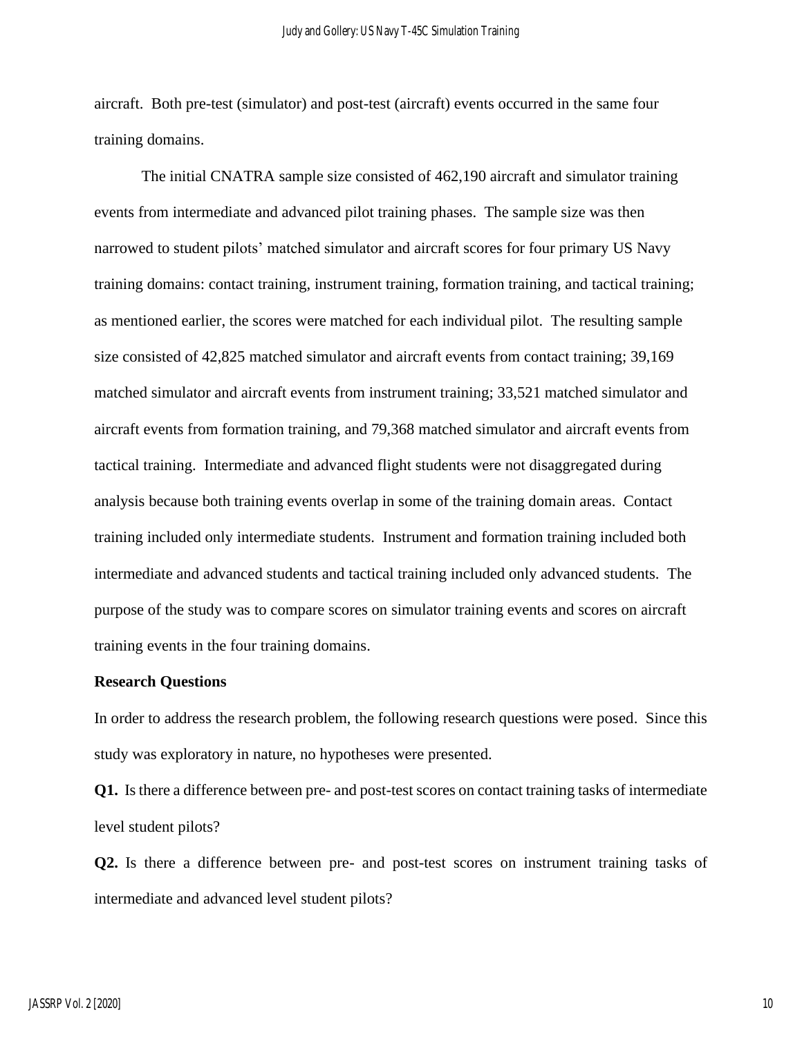aircraft. Both pre-test (simulator) and post-test (aircraft) events occurred in the same four training domains.

The initial CNATRA sample size consisted of 462,190 aircraft and simulator training events from intermediate and advanced pilot training phases. The sample size was then narrowed to student pilots' matched simulator and aircraft scores for four primary US Navy training domains: contact training, instrument training, formation training, and tactical training; as mentioned earlier, the scores were matched for each individual pilot. The resulting sample size consisted of 42,825 matched simulator and aircraft events from contact training; 39,169 matched simulator and aircraft events from instrument training; 33,521 matched simulator and aircraft events from formation training, and 79,368 matched simulator and aircraft events from tactical training. Intermediate and advanced flight students were not disaggregated during analysis because both training events overlap in some of the training domain areas. Contact training included only intermediate students. Instrument and formation training included both intermediate and advanced students and tactical training included only advanced students. The purpose of the study was to compare scores on simulator training events and scores on aircraft training events in the four training domains.

**Research Questions**

In order to address the research problem, the following research questions were posed. Since this study was exploratory in nature, no hypotheses were presented.

**Q1.** Is there a difference between pre- and post-test scores on contact training tasks of intermediate level student pilots?

**Q2.** Is there a difference between pre- and post-test scores on instrument training tasks of intermediate and advanced level student pilots?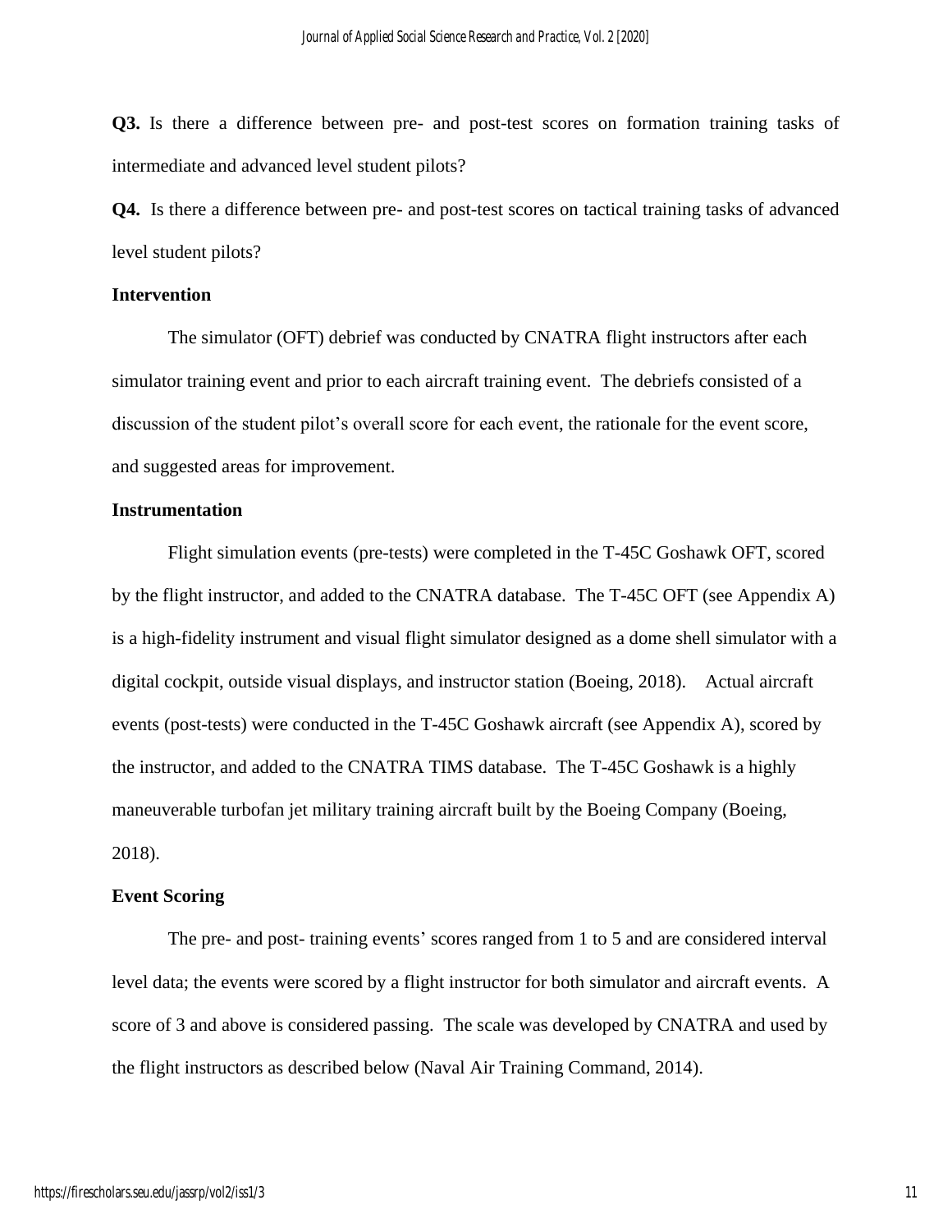**Q3.** Is there a difference between pre- and post-test scores on formation training tasks of intermediate and advanced level student pilots?

**Q4.** Is there a difference between pre- and post-test scores on tactical training tasks of advanced level student pilots?

### Intervention

The simulator (OFT) debrief was conducted by CNATRA flight instructors after each simulator training event and prior to each aircraft training event. The debriefs consisted of a discussion of the student pilot's overall score for each event, the rationale for the event score, and suggested areas for improvement.

### Instrumentation

Flight simulation events (pre-tests) were completed in the T-45C Goshawk OFT, scored by the flight instructor, and added to the CNATRA database. The T-45C OFT (see Appendix A) is a high-fidelity instrument and visual flight simulator designed as a dome shell simulator with a digital cockpit, outside visual displays, and instructor station (Boeing, 2018). Actual aircraft events (post-tests) were conducted in the T-45C Goshawk aircraft (see Appendix A), scored by the instructor, and added to the CNATRA TIMS database. The T-45C Goshawk is a highly maneuverable turbofan jet military training aircraft built by the Boeing Company (Boeing, 2018).

### Event Scoring

The pre- and post- training events' scores ranged from 1 to 5 and are considered interval level data; the events were scored by a flight instructor for both simulator and aircraft events. A score of 3 and above is considered passing. The scale was developed by CNATRA and used by the flight instructors as described below (Naval Air Training Command, 2014).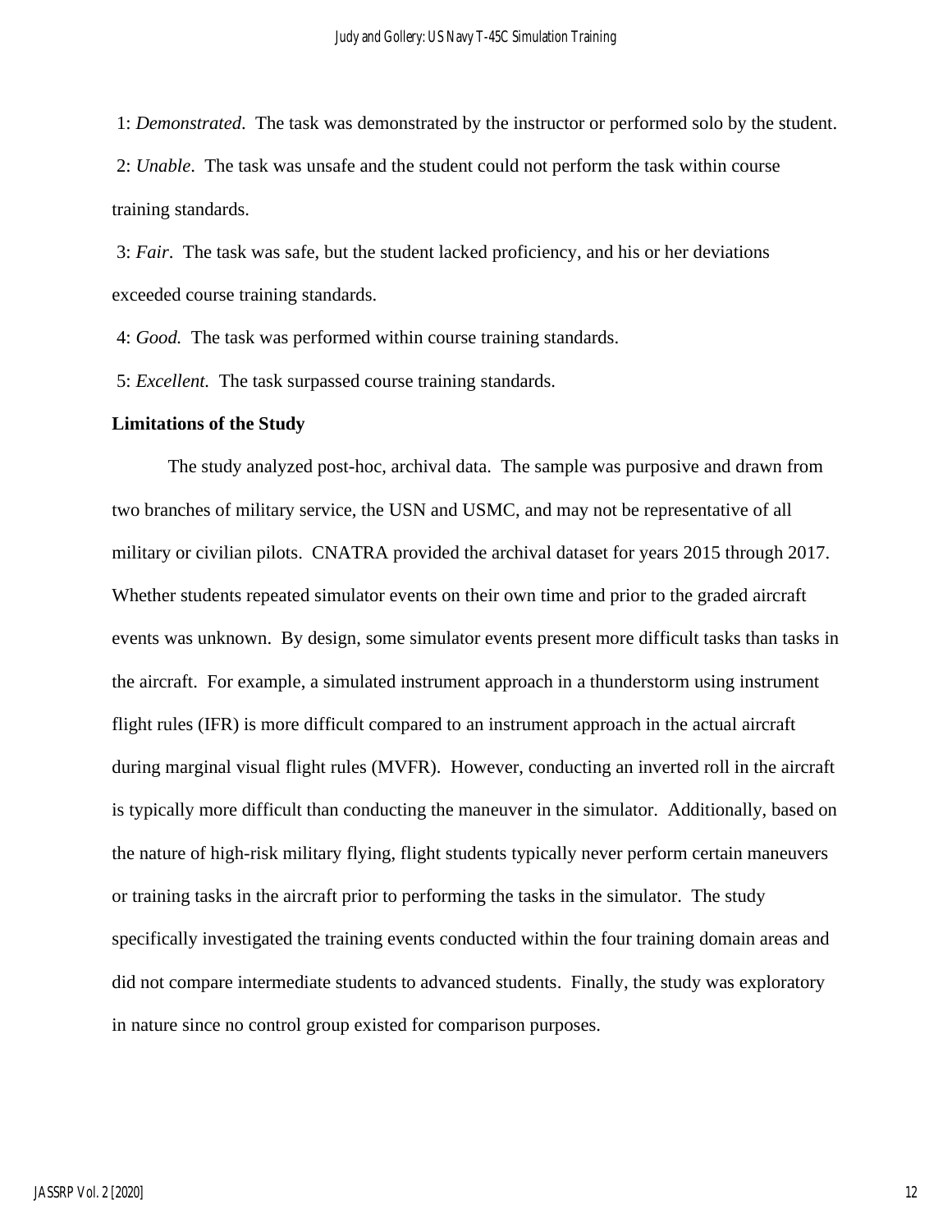1: *Demonstrated*. The task was demonstrated by the instructor or performed solo by the student.

2: *Unable*. The task was unsafe and the student could not perform the task within course training standards.

3: *Fair*. The task was safe, but the student lacked proficiency, and his or her deviations exceeded course training standards.

4: *Good.* The task was performed within course training standards.

5: *Excellent.* The task surpassed course training standards.

**Limitations of the Study**

The study analyzed post-hoc, archival data. The sample was purposive and drawn from two branches of military service, the USN and USMC, and may not be representative of all military or civilian pilots. CNATRA provided the archival dataset for years 2015 through 2017. Whether students repeated simulator events on their own time and prior to the graded aircraft events was unknown. By design, some simulator events present more difficult tasks than tasks in the aircraft. For example, a simulated instrument approach in a thunderstorm using instrument flight rules (IFR) is more difficult compared to an instrument approach in the actual aircraft during marginal visual flight rules (MVFR). However, conducting an inverted roll in the aircraft is typically more difficult than conducting the maneuver in the simulator. Additionally, based on the nature of high-risk military flying, flight students typically never perform certain maneuvers or training tasks in the aircraft prior to performing the tasks in the simulator. The study specifically investigated the training events conducted within the four training domain areas and did not compare intermediate students to advanced students. Finally, the study was exploratory in nature since no control group existed for comparison purposes.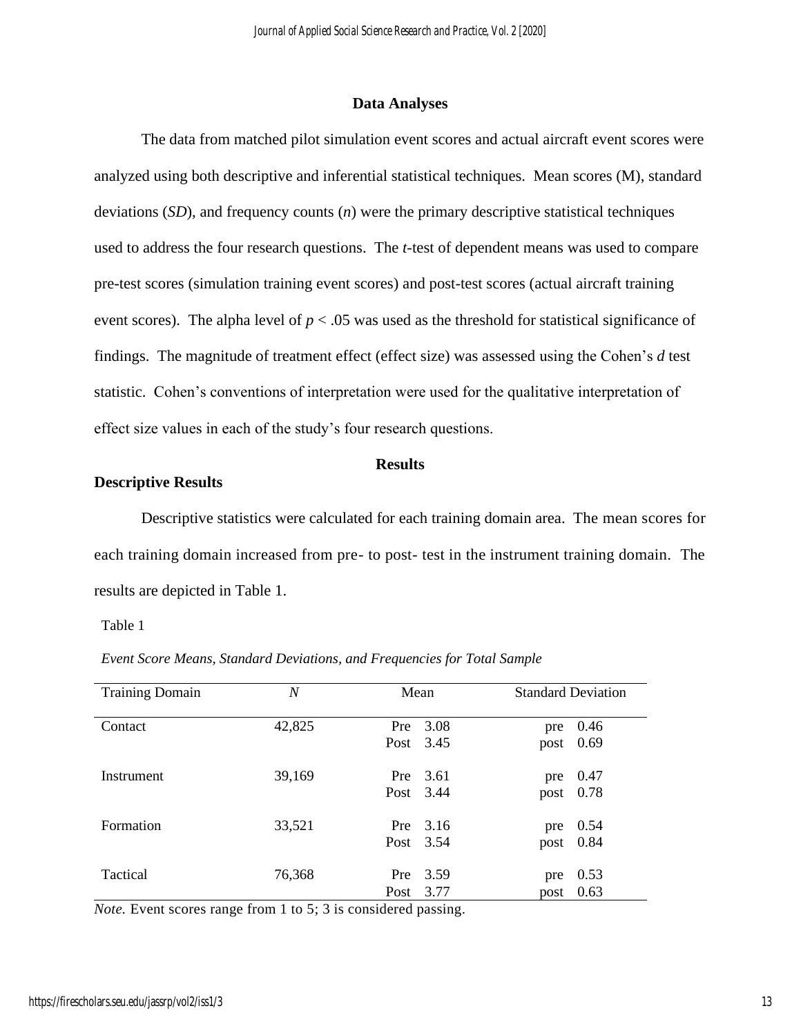## Data Analyses

The data from matched pilot simulation event scores and actual aircraft event scores were analyzed using both descriptive and inferential statistical techniques. Mean scores (M), standard deviations (*SD*), and frequency counts (*n*) were the primary descriptive statistical techniques used to address the four research questions. The *t*-test of dependent means was used to compare pre-test scores (simulation training event scores) and post-test scores (actual aircraft training event scores). The alpha level of $p < .05$ was used as the threshold for statistical significance of findings. The magnitude of treatment effect (effect size) was assessed using the Cohen's *d* test statistic. Cohen's conventions of interpretation were used for the qualitative interpretation of effect size values in each of the study's four research questions.

## Results

### Descriptive Results

Descriptive statistics were calculated for each training domain area. The mean scores for each training domain increased from pre- to post- test in the instrument training domain. The results are depicted in Table 1.

Table 1

*Event Score Means, Standard Deviations, and Frequencies for Total Sample*

| Training Domain | *N* | Mean | Standard Deviation |
|---|---|---|---|
| Contact | 42,825 | Pre 3.08 | pre 0.46 |
| | | Post 3.45 | post 0.69 |
| Instrument | 39,169 | Pre 3.61 | pre 0.47 |
| | | Post 3.44 | post 0.78 |
| Formation | 33,521 | Pre 3.16 | pre 0.54 |
| | | Post 3.54 | post 0.84 |
| Tactical | 76,368 | Pre 3.59 | pre 0.53 |
| | | Post 3.77 | post 0.63 |

*Note.* Event scores range from 1 to 5; 3 is considered passing.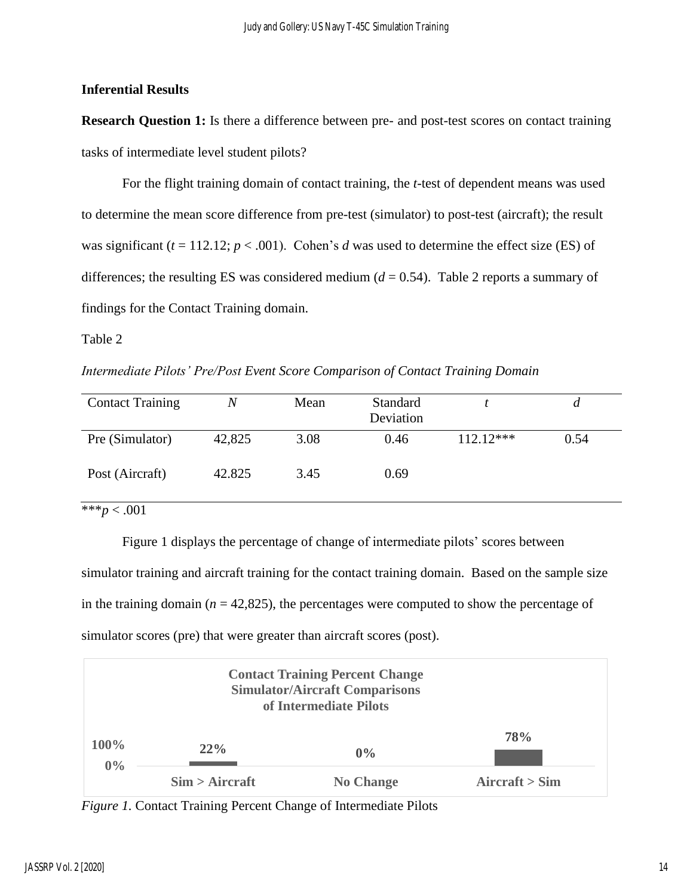### Inferential Results

**Research Question 1:** Is there a difference between pre- and post-test scores on contact training tasks of intermediate level student pilots?

For the flight training domain of contact training, the *t*-test of dependent means was used to determine the mean score difference from pre-test (simulator) to post-test (aircraft); the result was significant ($t$ = 112.12; $p < .001$). Cohen's *d* was used to determine the effect size (ES) of differences; the resulting ES was considered medium ($d$ = 0.54). Table 2 reports a summary of findings for the Contact Training domain.

Table 2

*Intermediate Pilots' Pre/Post Event Score Comparison of Contact Training Domain*

| Contact Training | *N* | Mean | Standard Deviation | *t* | *d* |
|---|---|---|---|---|---|
| Pre (Simulator) | 42,825 | 3.08 | 0.46 | 112.12*** | 0.54 |
| Post (Aircraft) | 42.825 | 3.45 | 0.69 | | |

****p* < .001

Figure 1 displays the percentage of change of intermediate pilots' scores between simulator training and aircraft training for the contact training domain. Based on the sample size in the training domain ($n$ = 42,825), the percentages were computed to show the percentage of simulator scores (pre) that were greater than aircraft scores (post).

**Contact Training Percent Change Simulator/Aircraft Comparisons of Intermediate Pilots**

| Sim > Aircraft | No Change | Aircraft > Sim |
|---|---|---|
| 22% | 0% | 78% |

*Figure 1.* Contact Training Percent Change of Intermediate Pilots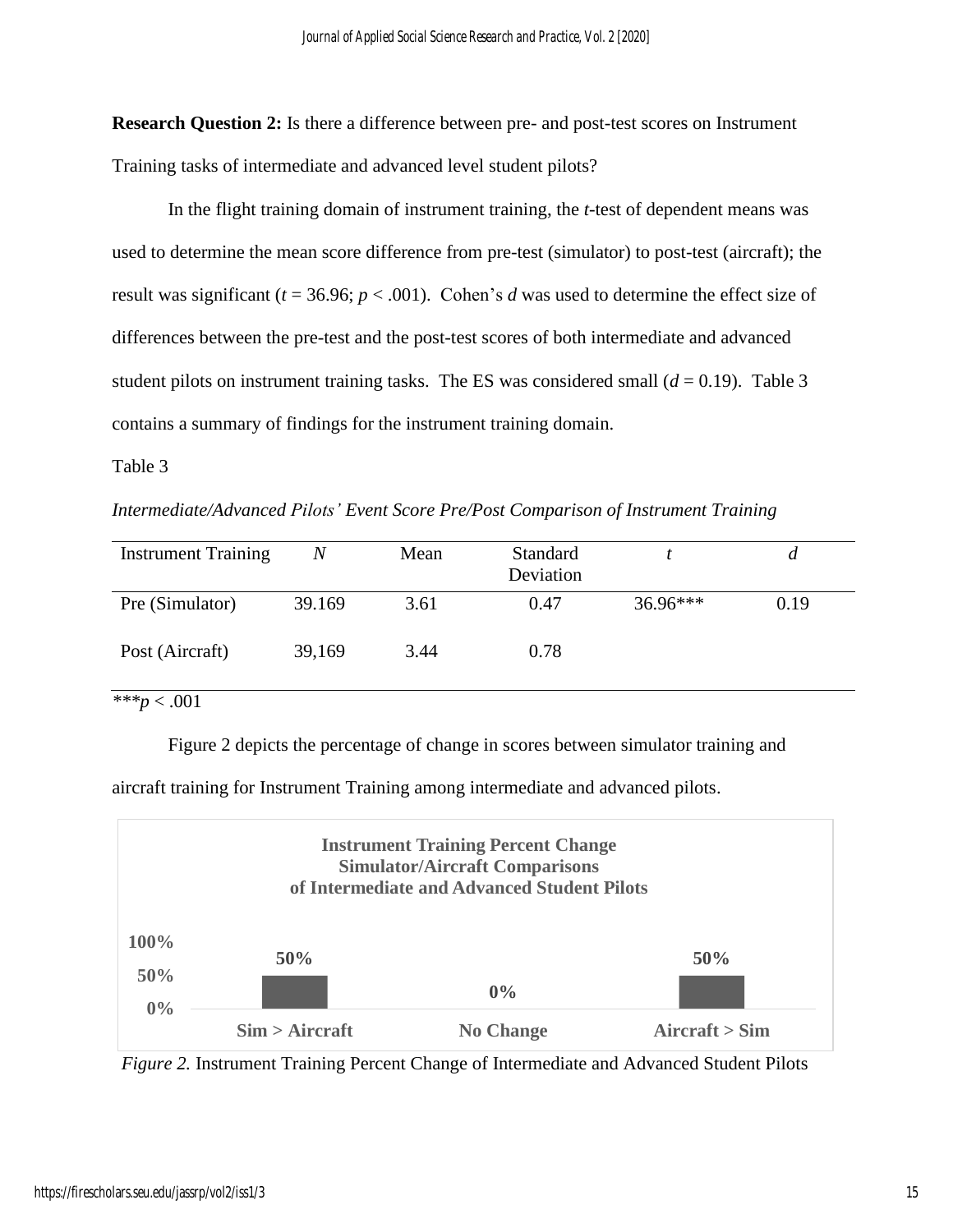**Research Question 2:** Is there a difference between pre- and post-test scores on Instrument Training tasks of intermediate and advanced level student pilots?

In the flight training domain of instrument training, the *t*-test of dependent means was used to determine the mean score difference from pre-test (simulator) to post-test (aircraft); the result was significant ($t = 36.96$; $p < .001$). Cohen's *d* was used to determine the effect size of differences between the pre-test and the post-test scores of both intermediate and advanced student pilots on instrument training tasks. The ES was considered small ($d = 0.19$). Table 3 contains a summary of findings for the instrument training domain.

Table 3

*Intermediate/Advanced Pilots' Event Score Pre/Post Comparison of Instrument Training*

| Instrument Training | *N* | Mean | Standard Deviation | *t* | *d* |
|---|---|---|---|---|---|
| Pre (Simulator) | 39.169 | 3.61 | 0.47 | 36.96*** | 0.19 |
| Post (Aircraft) | 39,169 | 3.44 | 0.78 | | |

***$p < .001$

Figure 2 depicts the percentage of change in scores between simulator training and aircraft training for Instrument Training among intermediate and advanced pilots.

**Instrument Training Percent Change Simulator/Aircraft Comparisons of Intermediate and Advanced Student Pilots**

| | Sim > Aircraft | No Change | Aircraft > Sim |
|---|---|---|---|
| Percent | 50% | 0% | 50% |

*Figure 2.* Instrument Training Percent Change of Intermediate and Advanced Student Pilots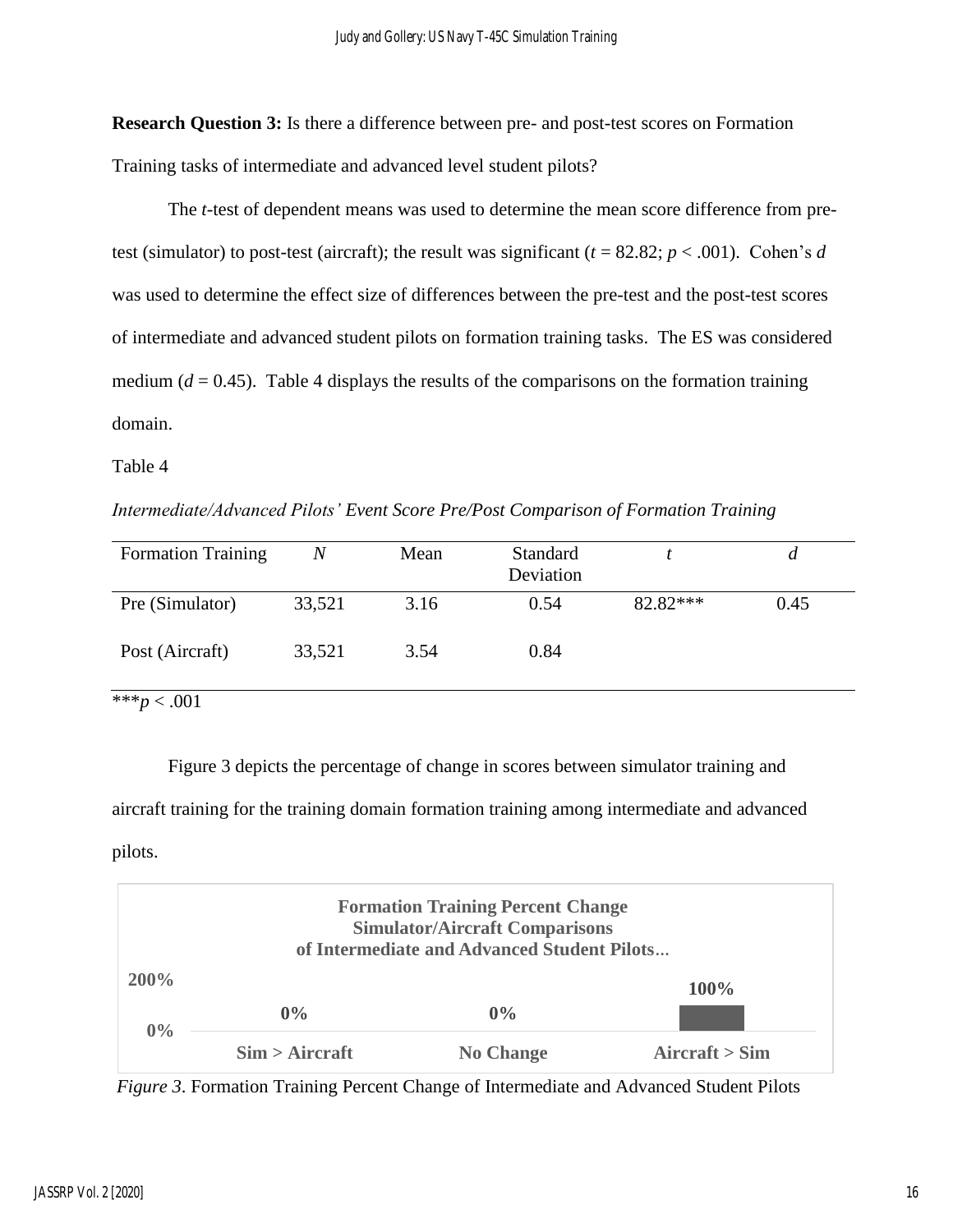**Research Question 3:** Is there a difference between pre- and post-test scores on Formation Training tasks of intermediate and advanced level student pilots?

The *t*-test of dependent means was used to determine the mean score difference from pre-test (simulator) to post-test (aircraft); the result was significant ($t = 82.82$; $p < .001$). Cohen's *d* was used to determine the effect size of differences between the pre-test and the post-test scores of intermediate and advanced student pilots on formation training tasks. The ES was considered medium ($d = 0.45$). Table 4 displays the results of the comparisons on the formation training domain.

Table 4

*Intermediate/Advanced Pilots' Event Score Pre/Post Comparison of Formation Training*

| Formation Training | *N* | Mean | Standard Deviation | *t* | *d* |
|---|---|---|---|---|---|
| Pre (Simulator) | 33,521 | 3.16 | 0.54 | 82.82*** | 0.45 |
| Post (Aircraft) | 33,521 | 3.54 | 0.84 | | |

***$p < .001$

Figure 3 depicts the percentage of change in scores between simulator training and aircraft training for the training domain formation training among intermediate and advanced pilots.

**Formation Training Percent Change Simulator/Aircraft Comparisons of Intermediate and Advanced Student Pilots...**

| | Sim > Aircraft | No Change | Aircraft > Sim |
|---|---|---|---|
| Percent | 0% | 0% | 100% |

*Figure 3*. Formation Training Percent Change of Intermediate and Advanced Student Pilots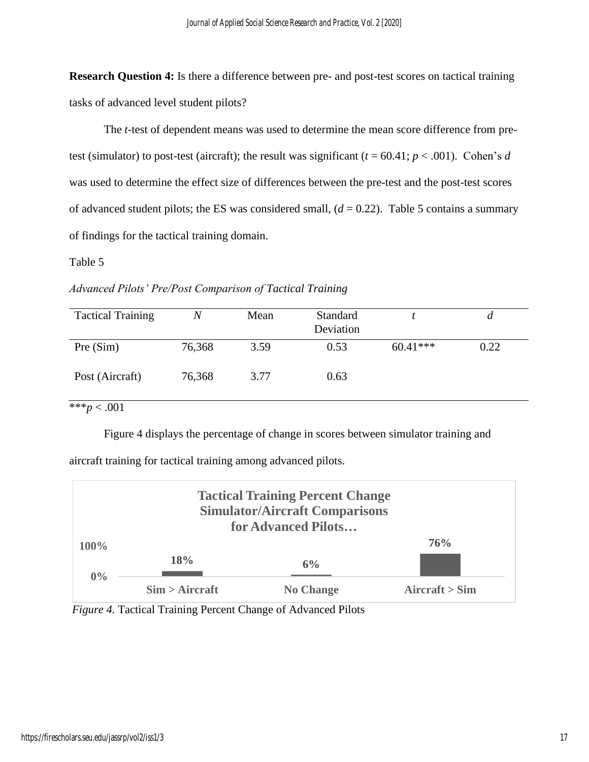**Research Question 4:** Is there a difference between pre- and post-test scores on tactical training tasks of advanced level student pilots?

The *t*-test of dependent means was used to determine the mean score difference from pre-test (simulator) to post-test (aircraft); the result was significant ($t = 60.41$; $p < .001$). Cohen's *d* was used to determine the effect size of differences between the pre-test and the post-test scores of advanced student pilots; the ES was considered small, ($d = 0.22$). Table 5 contains a summary of findings for the tactical training domain.

Table 5

*Advanced Pilots' Pre/Post Comparison of Tactical Training*

| Tactical Training | *N* | Mean | Standard Deviation | *t* | *d* |
|---|---|---|---|---|---|
| Pre (Sim) | 76,368 | 3.59 | 0.53 | 60.41*** | 0.22 |
| Post (Aircraft) | 76,368 | 3.77 | 0.63 | | |

***$p < .001$

Figure 4 displays the percentage of change in scores between simulator training and aircraft training for tactical training among advanced pilots.

**Tactical Training Percent Change Simulator/Aircraft Comparisons for Advanced Pilots…**

| | Sim > Aircraft | No Change | Aircraft > Sim |
|---|---|---|---|
| Percent | 18% | 6% | 76% |

*Figure 4.* Tactical Training Percent Change of Advanced Pilots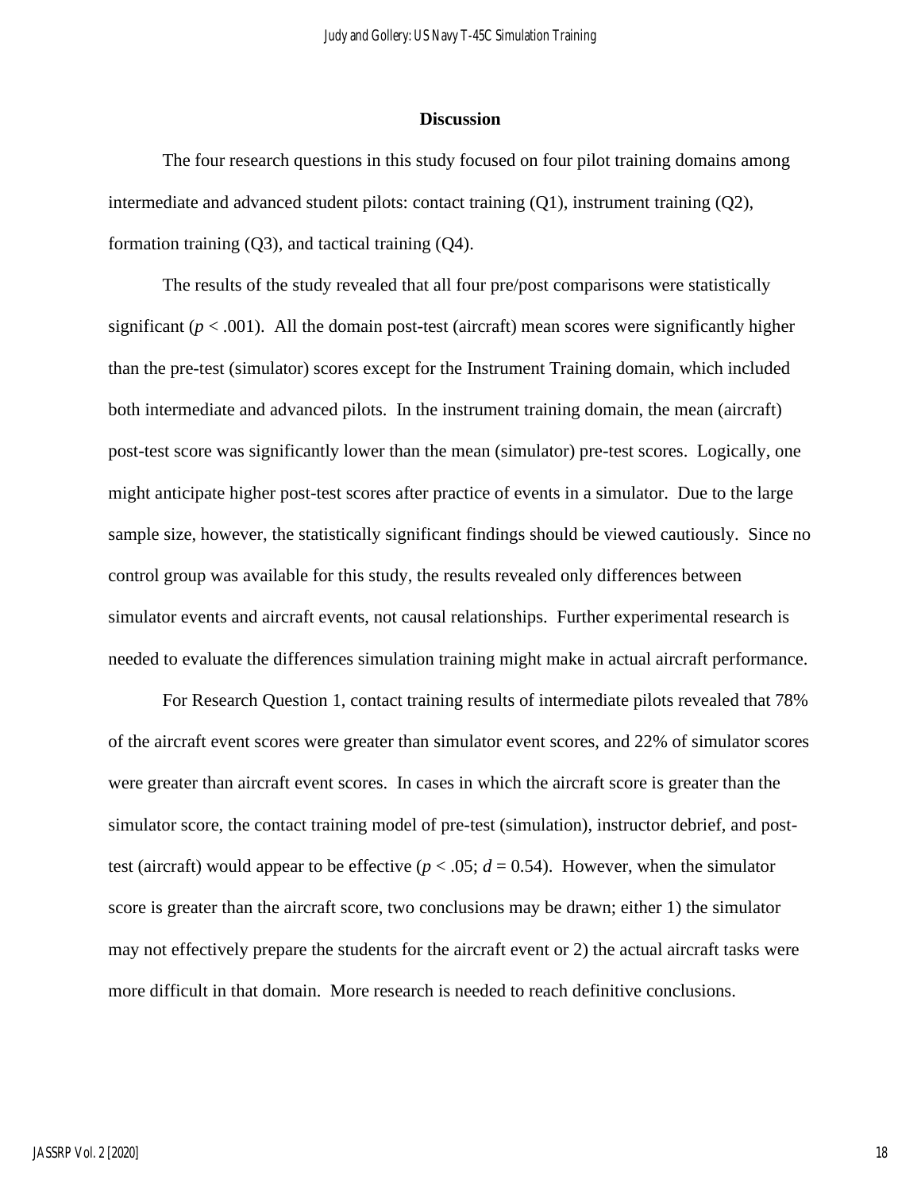## Discussion

The four research questions in this study focused on four pilot training domains among intermediate and advanced student pilots: contact training (Q1), instrument training (Q2), formation training (Q3), and tactical training (Q4).

The results of the study revealed that all four pre/post comparisons were statistically significant ($p < .001$). All the domain post-test (aircraft) mean scores were significantly higher than the pre-test (simulator) scores except for the Instrument Training domain, which included both intermediate and advanced pilots. In the instrument training domain, the mean (aircraft) post-test score was significantly lower than the mean (simulator) pre-test scores. Logically, one might anticipate higher post-test scores after practice of events in a simulator. Due to the large sample size, however, the statistically significant findings should be viewed cautiously. Since no control group was available for this study, the results revealed only differences between simulator events and aircraft events, not causal relationships. Further experimental research is needed to evaluate the differences simulation training might make in actual aircraft performance.

For Research Question 1, contact training results of intermediate pilots revealed that 78% of the aircraft event scores were greater than simulator event scores, and 22% of simulator scores were greater than aircraft event scores. In cases in which the aircraft score is greater than the simulator score, the contact training model of pre-test (simulation), instructor debrief, and post-test (aircraft) would appear to be effective ($p < .05$; $d = 0.54$). However, when the simulator score is greater than the aircraft score, two conclusions may be drawn; either 1) the simulator may not effectively prepare the students for the aircraft event or 2) the actual aircraft tasks were more difficult in that domain. More research is needed to reach definitive conclusions.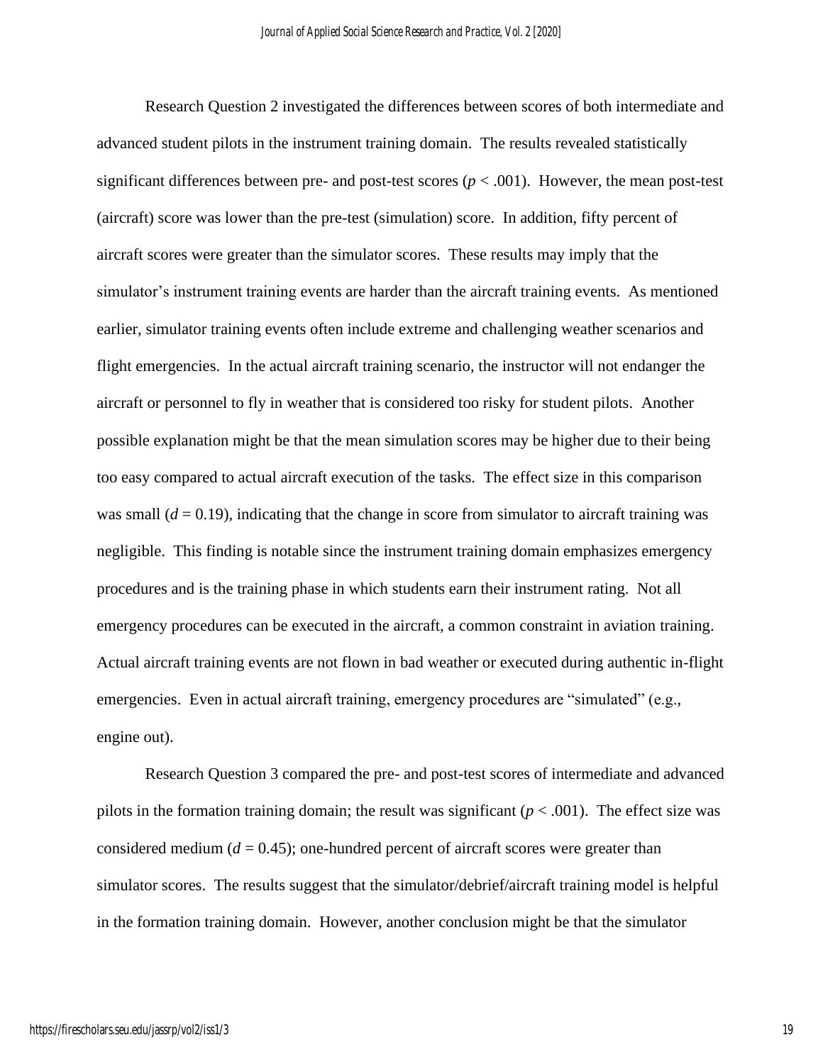Research Question 2 investigated the differences between scores of both intermediate and advanced student pilots in the instrument training domain. The results revealed statistically significant differences between pre- and post-test scores ($p < .001$). However, the mean post-test (aircraft) score was lower than the pre-test (simulation) score. In addition, fifty percent of aircraft scores were greater than the simulator scores. These results may imply that the simulator's instrument training events are harder than the aircraft training events. As mentioned earlier, simulator training events often include extreme and challenging weather scenarios and flight emergencies. In the actual aircraft training scenario, the instructor will not endanger the aircraft or personnel to fly in weather that is considered too risky for student pilots. Another possible explanation might be that the mean simulation scores may be higher due to their being too easy compared to actual aircraft execution of the tasks. The effect size in this comparison was small ($d = 0.19$), indicating that the change in score from simulator to aircraft training was negligible. This finding is notable since the instrument training domain emphasizes emergency procedures and is the training phase in which students earn their instrument rating. Not all emergency procedures can be executed in the aircraft, a common constraint in aviation training. Actual aircraft training events are not flown in bad weather or executed during authentic in-flight emergencies. Even in actual aircraft training, emergency procedures are "simulated" (e.g., engine out).

Research Question 3 compared the pre- and post-test scores of intermediate and advanced pilots in the formation training domain; the result was significant ($p < .001$). The effect size was considered medium ($d = 0.45$); one-hundred percent of aircraft scores were greater than simulator scores. The results suggest that the simulator/debrief/aircraft training model is helpful in the formation training domain. However, another conclusion might be that the simulator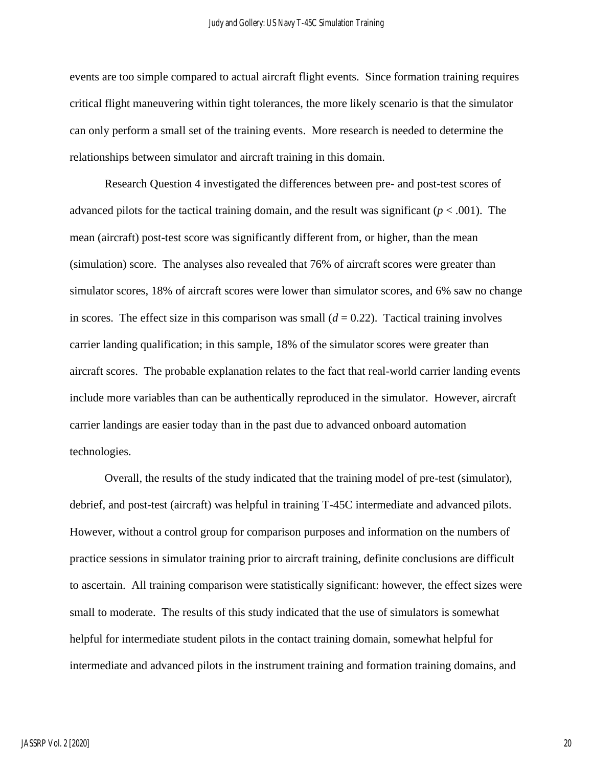events are too simple compared to actual aircraft flight events. Since formation training requires critical flight maneuvering within tight tolerances, the more likely scenario is that the simulator can only perform a small set of the training events. More research is needed to determine the relationships between simulator and aircraft training in this domain.

Research Question 4 investigated the differences between pre- and post-test scores of advanced pilots for the tactical training domain, and the result was significant ($p < .001$). The mean (aircraft) post-test score was significantly different from, or higher, than the mean (simulation) score. The analyses also revealed that 76% of aircraft scores were greater than simulator scores, 18% of aircraft scores were lower than simulator scores, and 6% saw no change in scores. The effect size in this comparison was small ($d = 0.22$). Tactical training involves carrier landing qualification; in this sample, 18% of the simulator scores were greater than aircraft scores. The probable explanation relates to the fact that real-world carrier landing events include more variables than can be authentically reproduced in the simulator. However, aircraft carrier landings are easier today than in the past due to advanced onboard automation technologies.

Overall, the results of the study indicated that the training model of pre-test (simulator), debrief, and post-test (aircraft) was helpful in training T-45C intermediate and advanced pilots. However, without a control group for comparison purposes and information on the numbers of practice sessions in simulator training prior to aircraft training, definite conclusions are difficult to ascertain. All training comparison were statistically significant: however, the effect sizes were small to moderate. The results of this study indicated that the use of simulators is somewhat helpful for intermediate student pilots in the contact training domain, somewhat helpful for intermediate and advanced pilots in the instrument training and formation training domains, and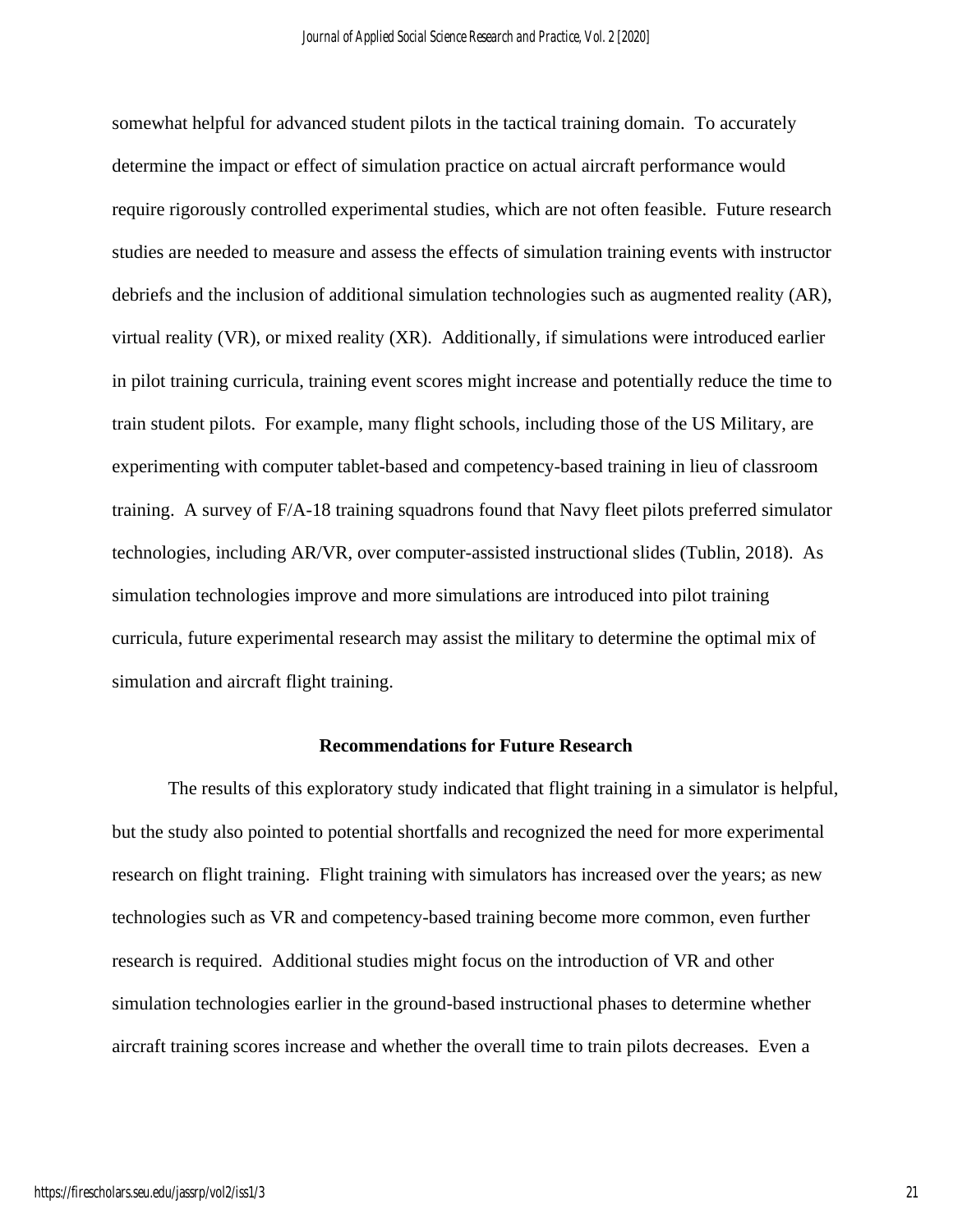somewhat helpful for advanced student pilots in the tactical training domain. To accurately determine the impact or effect of simulation practice on actual aircraft performance would require rigorously controlled experimental studies, which are not often feasible. Future research studies are needed to measure and assess the effects of simulation training events with instructor debriefs and the inclusion of additional simulation technologies such as augmented reality (AR), virtual reality (VR), or mixed reality (XR). Additionally, if simulations were introduced earlier in pilot training curricula, training event scores might increase and potentially reduce the time to train student pilots. For example, many flight schools, including those of the US Military, are experimenting with computer tablet-based and competency-based training in lieu of classroom training. A survey of F/A-18 training squadrons found that Navy fleet pilots preferred simulator technologies, including AR/VR, over computer-assisted instructional slides (Tublin, 2018). As simulation technologies improve and more simulations are introduced into pilot training curricula, future experimental research may assist the military to determine the optimal mix of simulation and aircraft flight training.

## Recommendations for Future Research

The results of this exploratory study indicated that flight training in a simulator is helpful, but the study also pointed to potential shortfalls and recognized the need for more experimental research on flight training. Flight training with simulators has increased over the years; as new technologies such as VR and competency-based training become more common, even further research is required. Additional studies might focus on the introduction of VR and other simulation technologies earlier in the ground-based instructional phases to determine whether aircraft training scores increase and whether the overall time to train pilots decreases. Even a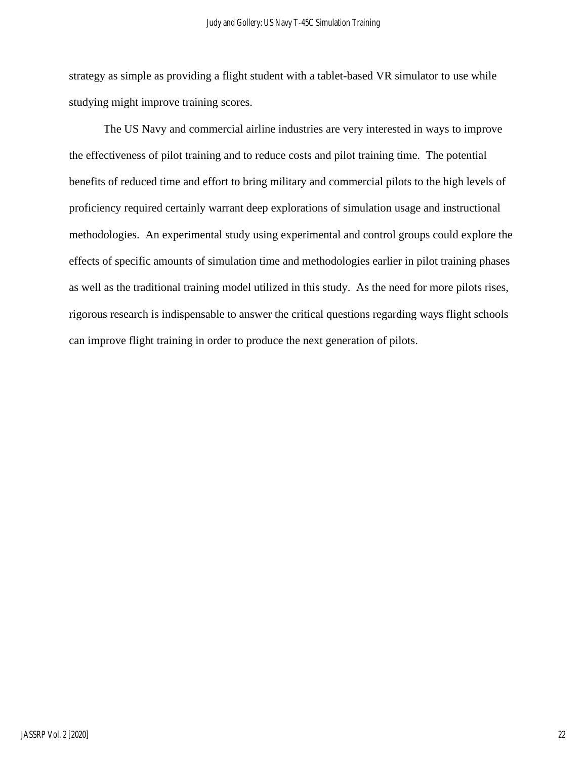strategy as simple as providing a flight student with a tablet-based VR simulator to use while studying might improve training scores.

The US Navy and commercial airline industries are very interested in ways to improve the effectiveness of pilot training and to reduce costs and pilot training time. The potential benefits of reduced time and effort to bring military and commercial pilots to the high levels of proficiency required certainly warrant deep explorations of simulation usage and instructional methodologies. An experimental study using experimental and control groups could explore the effects of specific amounts of simulation time and methodologies earlier in pilot training phases as well as the traditional training model utilized in this study. As the need for more pilots rises, rigorous research is indispensable to answer the critical questions regarding ways flight schools can improve flight training in order to produce the next generation of pilots.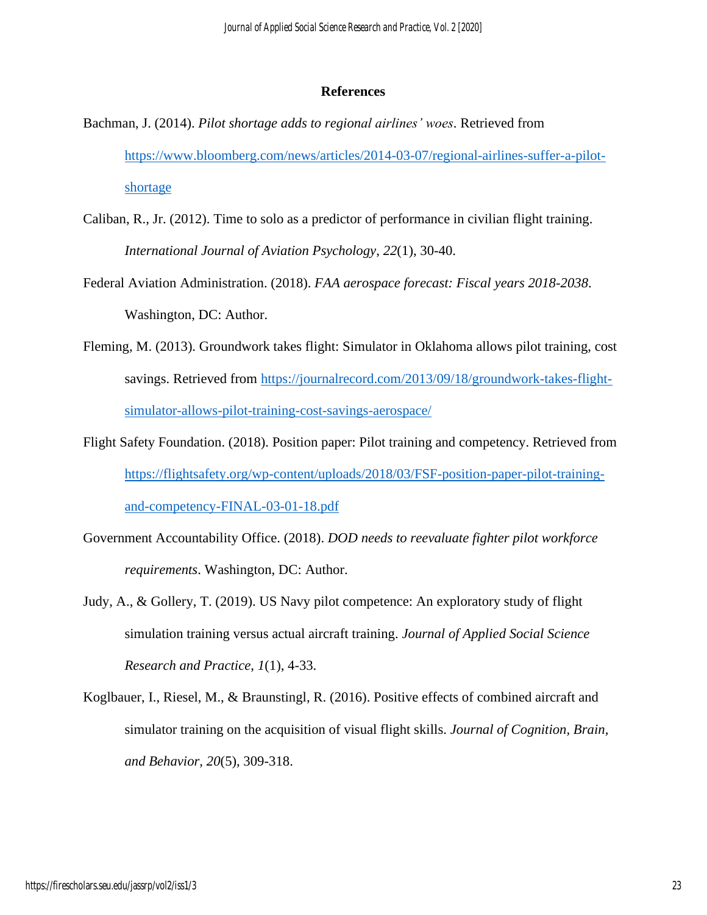## References

Bachman, J. (2014). *Pilot shortage adds to regional airlines' woes*. Retrieved from https://www.bloomberg.com/news/articles/2014-03-07/regional-airlines-suffer-a-pilot-shortage

Caliban, R., Jr. (2012). Time to solo as a predictor of performance in civilian flight training. *International Journal of Aviation Psychology*, *22*(1), 30-40.

Federal Aviation Administration. (2018). *FAA aerospace forecast: Fiscal years 2018-2038*. Washington, DC: Author.

Fleming, M. (2013). Groundwork takes flight: Simulator in Oklahoma allows pilot training, cost savings. Retrieved from https://journalrecord.com/2013/09/18/groundwork-takes-flight-simulator-allows-pilot-training-cost-savings-aerospace/

Flight Safety Foundation. (2018). Position paper: Pilot training and competency. Retrieved from https://flightsafety.org/wp-content/uploads/2018/03/FSF-position-paper-pilot-training-and-competency-FINAL-03-01-18.pdf

Government Accountability Office. (2018). *DOD needs to reevaluate fighter pilot workforce requirements*. Washington, DC: Author.

Judy, A., & Gollery, T. (2019). US Navy pilot competence: An exploratory study of flight simulation training versus actual aircraft training. *Journal of Applied Social Science Research and Practice*, *1*(1), 4-33.

Koglbauer, I., Riesel, M., & Braunstingl, R. (2016). Positive effects of combined aircraft and simulator training on the acquisition of visual flight skills. *Journal of Cognition, Brain, and Behavior*, *20*(5), 309-318.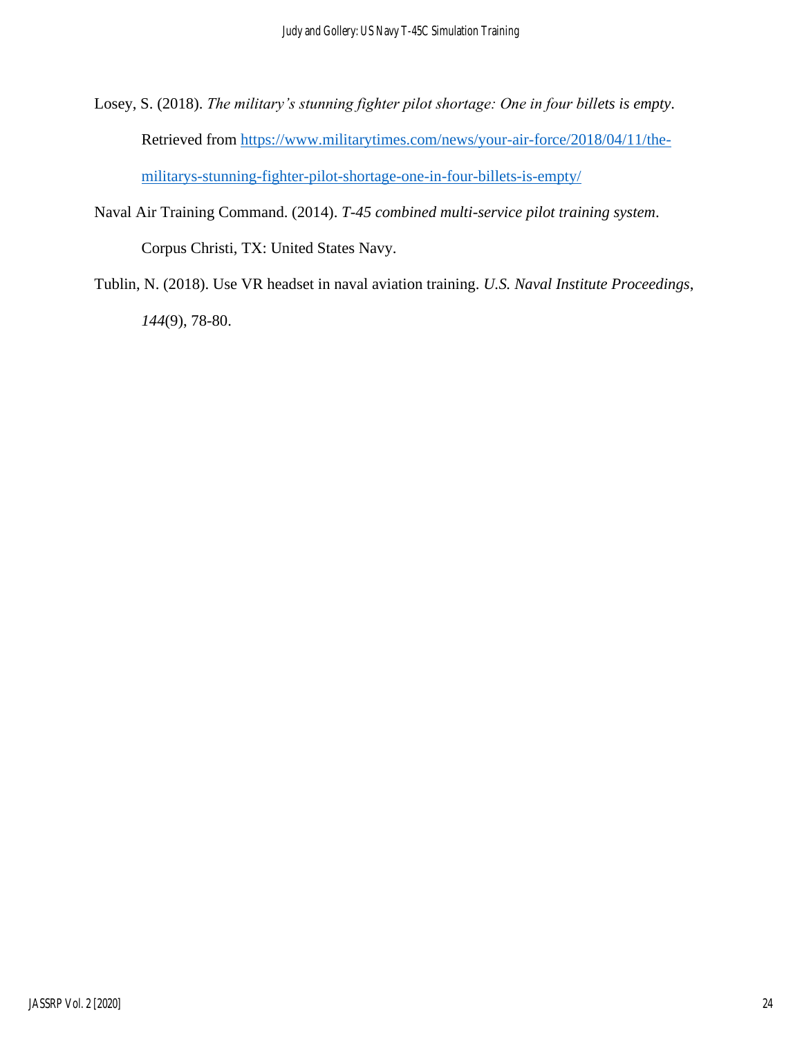Losey, S. (2018). *The military's stunning fighter pilot shortage: One in four billets is empty*. Retrieved from https://www.militarytimes.com/news/your-air-force/2018/04/11/the-militarys-stunning-fighter-pilot-shortage-one-in-four-billets-is-empty/

Naval Air Training Command. (2014). *T-45 combined multi-service pilot training system*. Corpus Christi, TX: United States Navy.

Tublin, N. (2018). Use VR headset in naval aviation training. *U.S. Naval Institute Proceedings*, *144*(9), 78-80.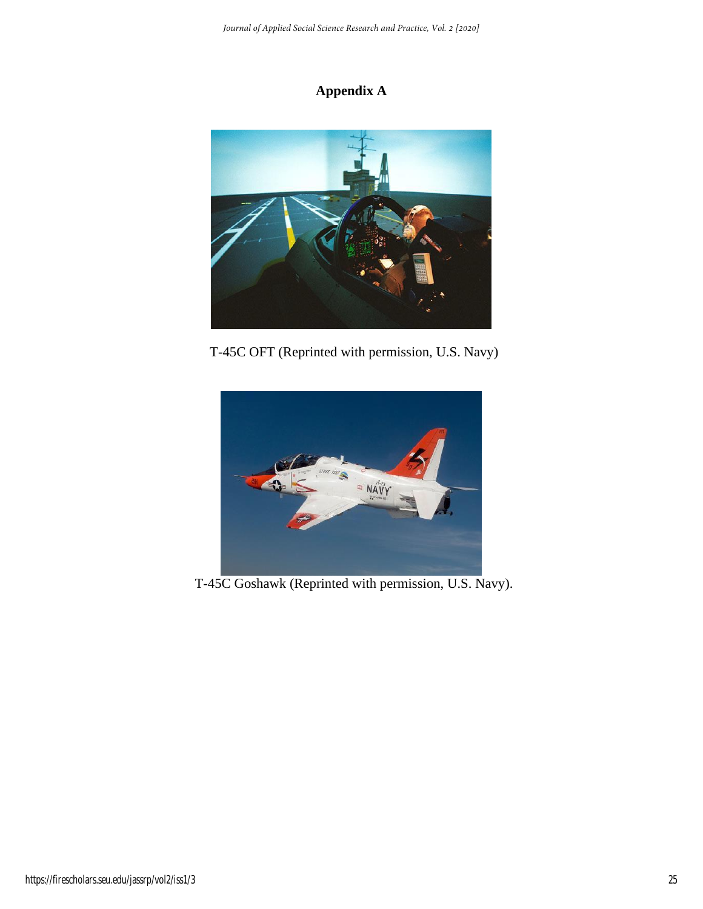# Appendix A

T-45C OFT (Reprinted with permission, U.S. Navy)

T-45C Goshawk (Reprinted with permission, U.S. Navy).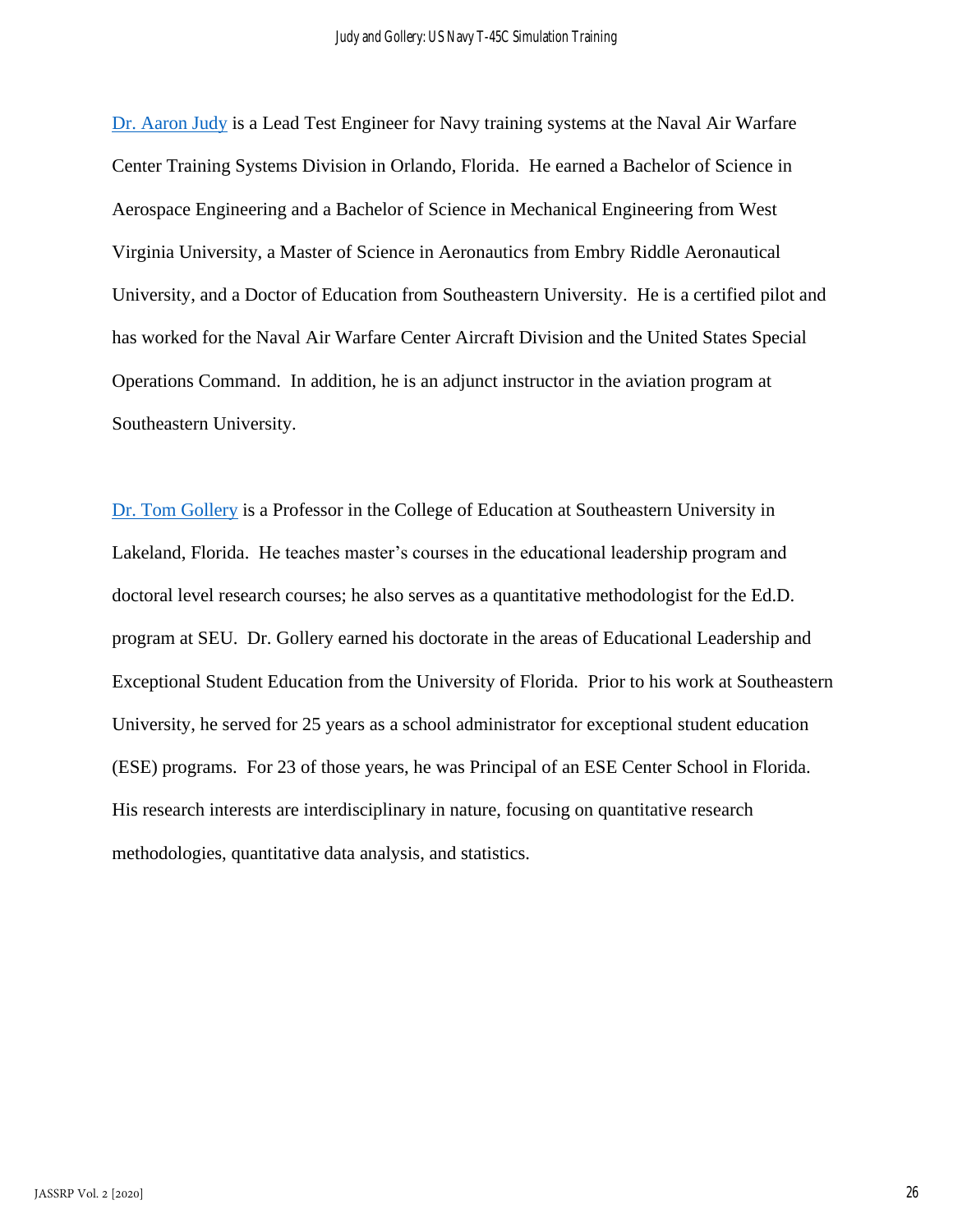Dr. Aaron Judy is a Lead Test Engineer for Navy training systems at the Naval Air Warfare Center Training Systems Division in Orlando, Florida. He earned a Bachelor of Science in Aerospace Engineering and a Bachelor of Science in Mechanical Engineering from West Virginia University, a Master of Science in Aeronautics from Embry Riddle Aeronautical University, and a Doctor of Education from Southeastern University. He is a certified pilot and has worked for the Naval Air Warfare Center Aircraft Division and the United States Special Operations Command. In addition, he is an adjunct instructor in the aviation program at Southeastern University.

Dr. Tom Gollery is a Professor in the College of Education at Southeastern University in Lakeland, Florida. He teaches master's courses in the educational leadership program and doctoral level research courses; he also serves as a quantitative methodologist for the Ed.D. program at SEU. Dr. Gollery earned his doctorate in the areas of Educational Leadership and Exceptional Student Education from the University of Florida. Prior to his work at Southeastern University, he served for 25 years as a school administrator for exceptional student education (ESE) programs. For 23 of those years, he was Principal of an ESE Center School in Florida. His research interests are interdisciplinary in nature, focusing on quantitative research methodologies, quantitative data analysis, and statistics.